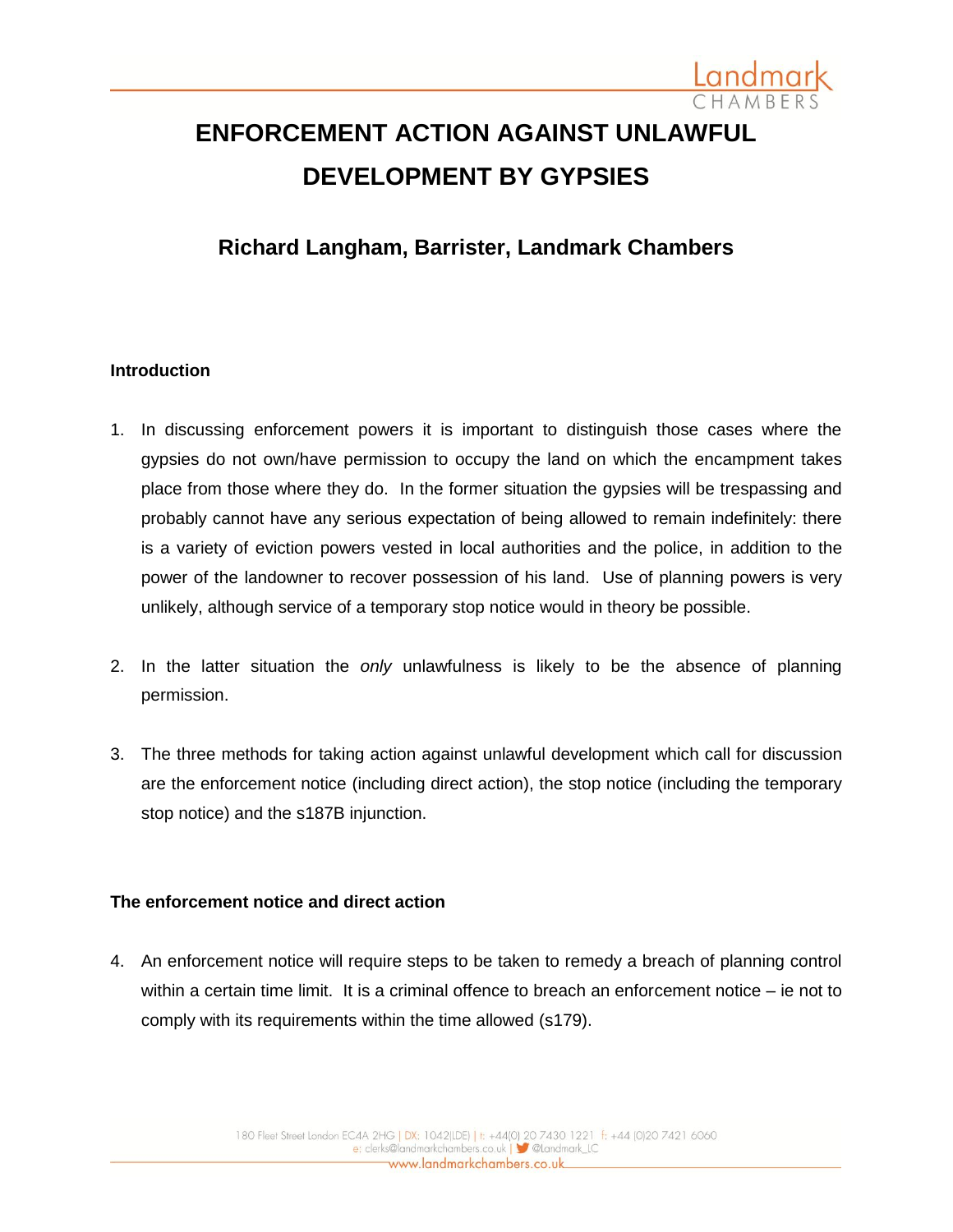# ENFORCEMENT ACTION AGAINST UNLAWFUL DEVELOPMENT BY GYPSIES

## Richard Langham, Barrister, Landmark Chambers

### Introduction

1. In discussing enforcement powers it is important to distinguish those cases where the gypsies do not own/have permission to occupy the land on which the encampment takes place from those where they do. In the former situation the gypsies will be trespassing and probably cannot have any serious expectation of being allowed to remain indefinitely: there is a variety of eviction powers vested in local authorities and the police, in addition to the power of the landowner to recover possession of his land. Use of planning powers is very unlikely, although service of a temporary stop notice would in theory be possible.

2. In the latter situation the *only* unlawfulness is likely to be the absence of planning permission.

3. The three methods for taking action against unlawful development which call for discussion are the enforcement notice (including direct action), the stop notice (including the temporary stop notice) and the s187B injunction.

### The enforcement notice and direct action

4. An enforcement notice will require steps to be taken to remedy a breach of planning control within a certain time limit. It is a criminal offence to breach an enforcement notice – ie not to comply with its requirements within the time allowed (s179).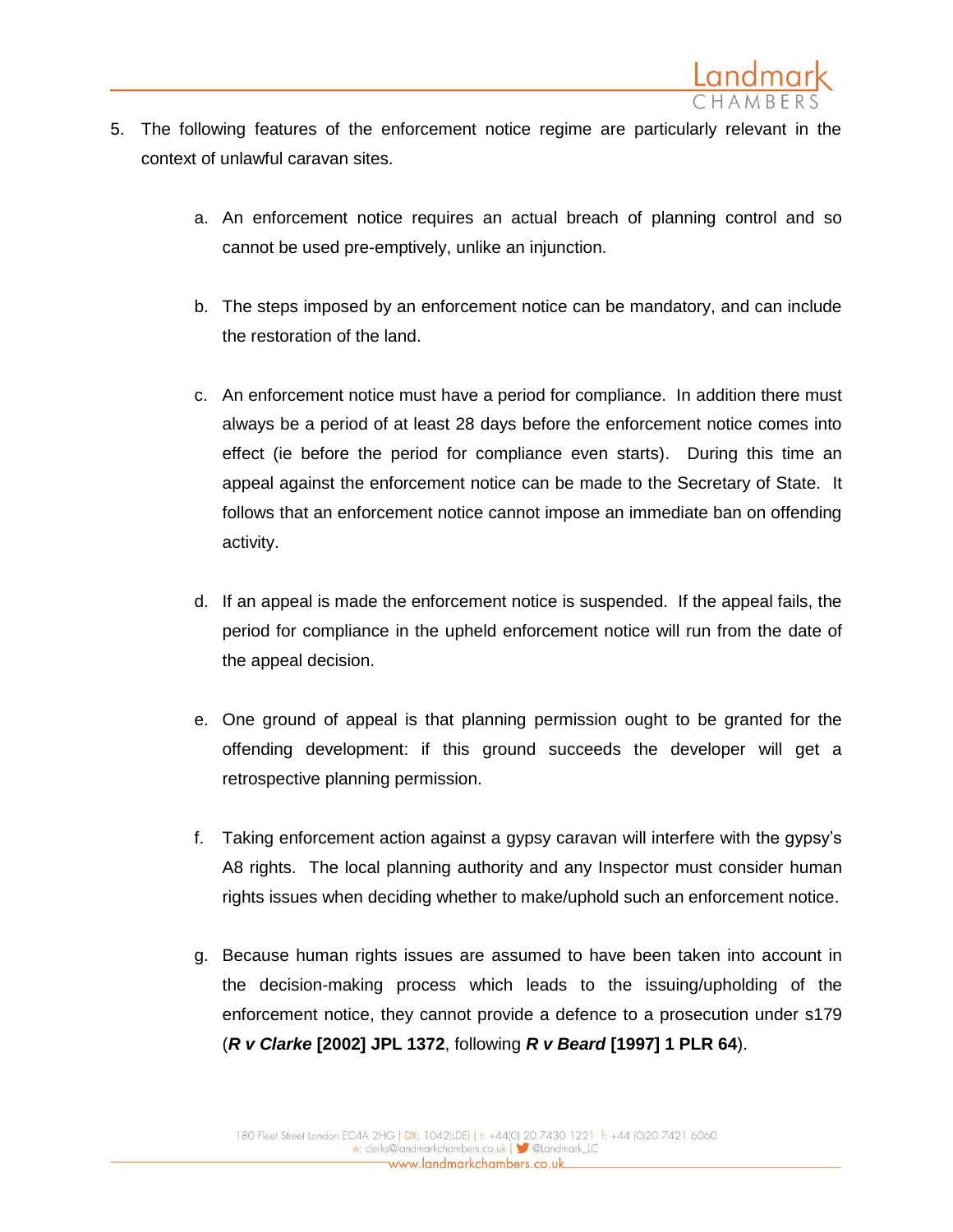5. The following features of the enforcement notice regime are particularly relevant in the context of unlawful caravan sites.

   a. An enforcement notice requires an actual breach of planning control and so cannot be used pre-emptively, unlike an injunction.

   b. The steps imposed by an enforcement notice can be mandatory, and can include the restoration of the land.

   c. An enforcement notice must have a period for compliance. In addition there must always be a period of at least 28 days before the enforcement notice comes into effect (ie before the period for compliance even starts). During this time an appeal against the enforcement notice can be made to the Secretary of State. It follows that an enforcement notice cannot impose an immediate ban on offending activity.

   d. If an appeal is made the enforcement notice is suspended. If the appeal fails, the period for compliance in the upheld enforcement notice will run from the date of the appeal decision.

   e. One ground of appeal is that planning permission ought to be granted for the offending development: if this ground succeeds the developer will get a retrospective planning permission.

   f. Taking enforcement action against a gypsy caravan will interfere with the gypsy's A8 rights. The local planning authority and any Inspector must consider human rights issues when deciding whether to make/uphold such an enforcement notice.

   g. Because human rights issues are assumed to have been taken into account in the decision-making process which leads to the issuing/upholding of the enforcement notice, they cannot provide a defence to a prosecution under s179 (***R v Clarke*** **[2002] JPL 1372**, following ***R v Beard*** **[1997] 1 PLR 64**).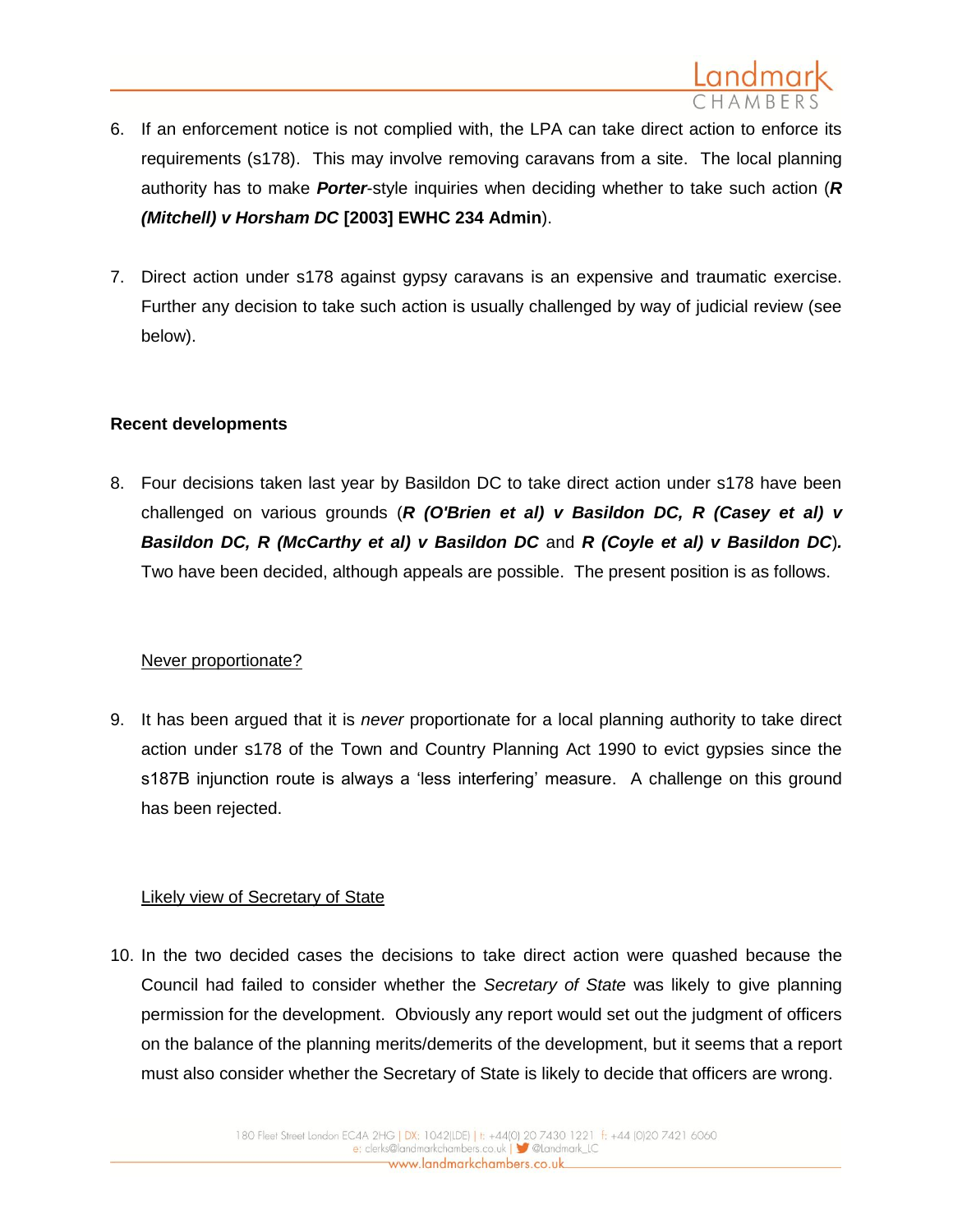6. If an enforcement notice is not complied with, the LPA can take direct action to enforce its requirements (s178). This may involve removing caravans from a site. The local planning authority has to make ***Porter***-style inquiries when deciding whether to take such action (***R (Mitchell) v Horsham DC* [2003] EWHC 234 Admin**).

7. Direct action under s178 against gypsy caravans is an expensive and traumatic exercise. Further any decision to take such action is usually challenged by way of judicial review (see below).

**Recent developments**

8. Four decisions taken last year by Basildon DC to take direct action under s178 have been challenged on various grounds (***R (O'Brien et al) v Basildon DC, R (Casey et al) v Basildon DC, R (McCarthy et al) v Basildon DC*** and ***R (Coyle et al) v Basildon DC***). Two have been decided, although appeals are possible. The present position is as follows.

<u>Never proportionate?</u>

9. It has been argued that it is *never* proportionate for a local planning authority to take direct action under s178 of the Town and Country Planning Act 1990 to evict gypsies since the s187B injunction route is always a 'less interfering' measure. A challenge on this ground has been rejected.

<u>Likely view of Secretary of State</u>

10. In the two decided cases the decisions to take direct action were quashed because the Council had failed to consider whether the *Secretary of State* was likely to give planning permission for the development. Obviously any report would set out the judgment of officers on the balance of the planning merits/demerits of the development, but it seems that a report must also consider whether the Secretary of State is likely to decide that officers are wrong.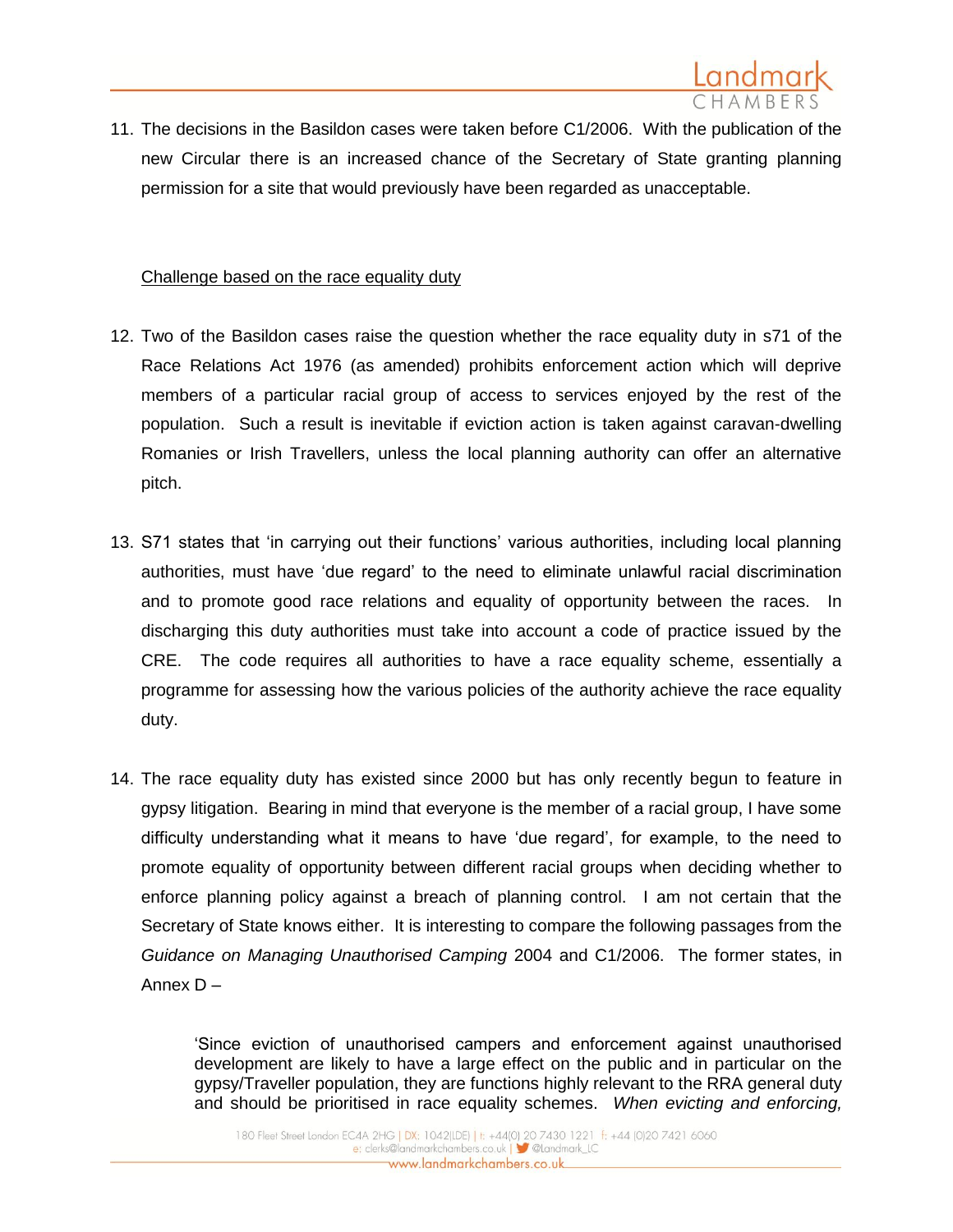11. The decisions in the Basildon cases were taken before C1/2006. With the publication of the new Circular there is an increased chance of the Secretary of State granting planning permission for a site that would previously have been regarded as unacceptable.

<u>Challenge based on the race equality duty</u>

12. Two of the Basildon cases raise the question whether the race equality duty in s71 of the Race Relations Act 1976 (as amended) prohibits enforcement action which will deprive members of a particular racial group of access to services enjoyed by the rest of the population. Such a result is inevitable if eviction action is taken against caravan-dwelling Romanies or Irish Travellers, unless the local planning authority can offer an alternative pitch.

13. S71 states that 'in carrying out their functions' various authorities, including local planning authorities, must have 'due regard' to the need to eliminate unlawful racial discrimination and to promote good race relations and equality of opportunity between the races. In discharging this duty authorities must take into account a code of practice issued by the CRE. The code requires all authorities to have a race equality scheme, essentially a programme for assessing how the various policies of the authority achieve the race equality duty.

14. The race equality duty has existed since 2000 but has only recently begun to feature in gypsy litigation. Bearing in mind that everyone is the member of a racial group, I have some difficulty understanding what it means to have 'due regard', for example, to the need to promote equality of opportunity between different racial groups when deciding whether to enforce planning policy against a breach of planning control. I am not certain that the Secretary of State knows either. It is interesting to compare the following passages from the *Guidance on Managing Unauthorised Camping* 2004 and C1/2006. The former states, in Annex D –

> 'Since eviction of unauthorised campers and enforcement against unauthorised development are likely to have a large effect on the public and in particular on the gypsy/Traveller population, they are functions highly relevant to the RRA general duty and should be prioritised in race equality schemes. *When evicting and enforcing,*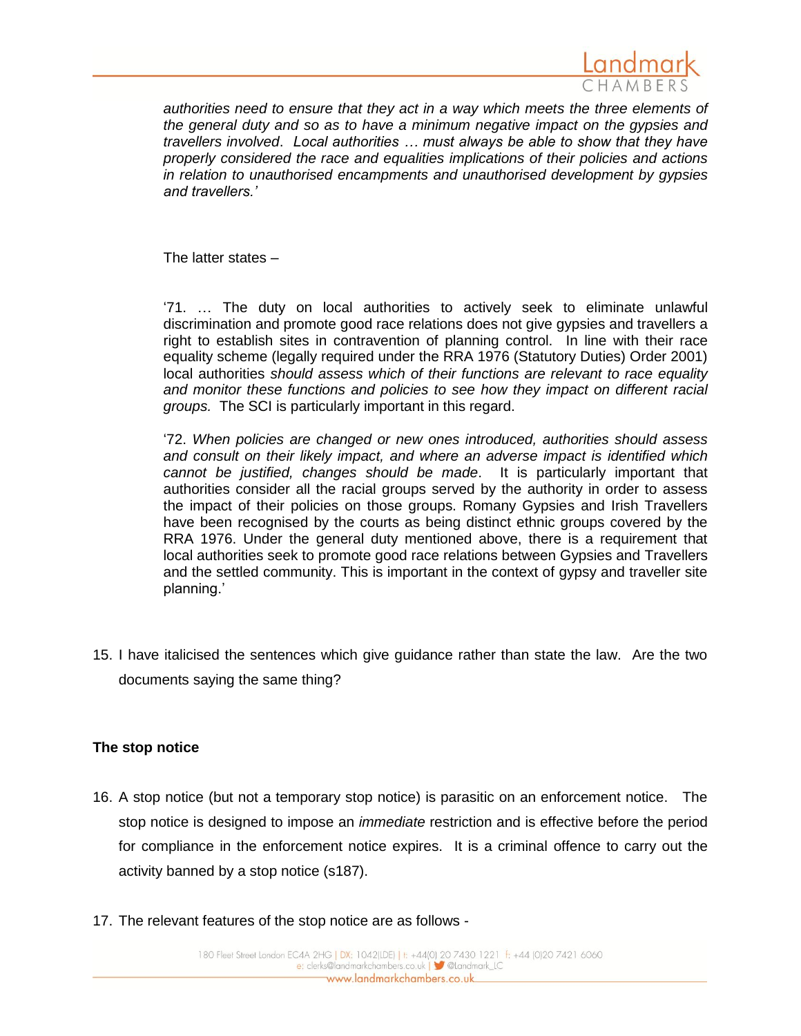*authorities need to ensure that they act in a way which meets the three elements of the general duty and so as to have a minimum negative impact on the gypsies and travellers involved*. *Local authorities … must always be able to show that they have properly considered the race and equalities implications of their policies and actions in relation to unauthorised encampments and unauthorised development by gypsies and travellers.'*

The latter states –

'71. … The duty on local authorities to actively seek to eliminate unlawful discrimination and promote good race relations does not give gypsies and travellers a right to establish sites in contravention of planning control. In line with their race equality scheme (legally required under the RRA 1976 (Statutory Duties) Order 2001) local authorities *should assess which of their functions are relevant to race equality and monitor these functions and policies to see how they impact on different racial groups.* The SCI is particularly important in this regard.

'72. *When policies are changed or new ones introduced, authorities should assess and consult on their likely impact, and where an adverse impact is identified which cannot be justified, changes should be made*. It is particularly important that authorities consider all the racial groups served by the authority in order to assess the impact of their policies on those groups. Romany Gypsies and Irish Travellers have been recognised by the courts as being distinct ethnic groups covered by the RRA 1976. Under the general duty mentioned above, there is a requirement that local authorities seek to promote good race relations between Gypsies and Travellers and the settled community. This is important in the context of gypsy and traveller site planning.'

15. I have italicised the sentences which give guidance rather than state the law. Are the two documents saying the same thing?

**The stop notice**

16. A stop notice (but not a temporary stop notice) is parasitic on an enforcement notice. The stop notice is designed to impose an *immediate* restriction and is effective before the period for compliance in the enforcement notice expires. It is a criminal offence to carry out the activity banned by a stop notice (s187).

17. The relevant features of the stop notice are as follows -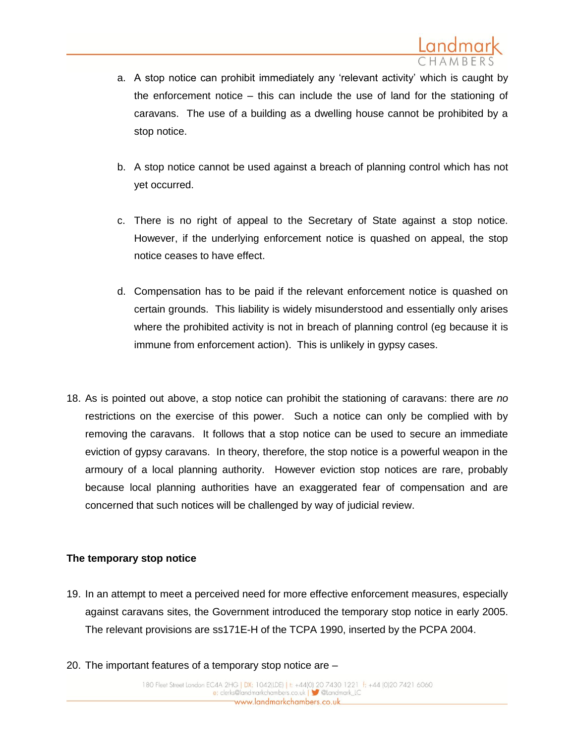a. A stop notice can prohibit immediately any 'relevant activity' which is caught by the enforcement notice – this can include the use of land for the stationing of caravans. The use of a building as a dwelling house cannot be prohibited by a stop notice.

b. A stop notice cannot be used against a breach of planning control which has not yet occurred.

c. There is no right of appeal to the Secretary of State against a stop notice. However, if the underlying enforcement notice is quashed on appeal, the stop notice ceases to have effect.

d. Compensation has to be paid if the relevant enforcement notice is quashed on certain grounds. This liability is widely misunderstood and essentially only arises where the prohibited activity is not in breach of planning control (eg because it is immune from enforcement action). This is unlikely in gypsy cases.

18. As is pointed out above, a stop notice can prohibit the stationing of caravans: there are *no* restrictions on the exercise of this power. Such a notice can only be complied with by removing the caravans. It follows that a stop notice can be used to secure an immediate eviction of gypsy caravans. In theory, therefore, the stop notice is a powerful weapon in the armoury of a local planning authority. However eviction stop notices are rare, probably because local planning authorities have an exaggerated fear of compensation and are concerned that such notices will be challenged by way of judicial review.

**The temporary stop notice**

19. In an attempt to meet a perceived need for more effective enforcement measures, especially against caravans sites, the Government introduced the temporary stop notice in early 2005. The relevant provisions are ss171E-H of the TCPA 1990, inserted by the PCPA 2004.

20. The important features of a temporary stop notice are –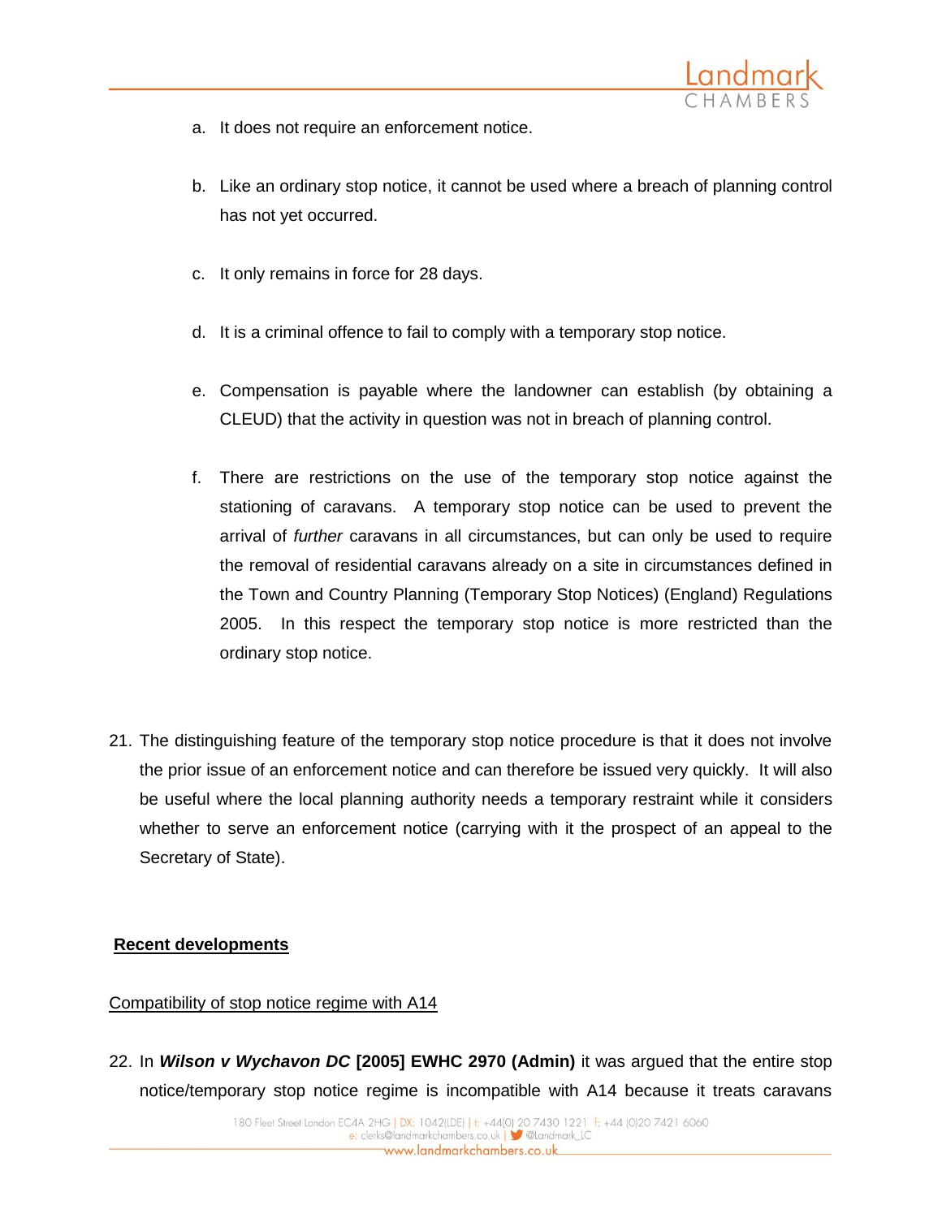a. It does not require an enforcement notice.

b. Like an ordinary stop notice, it cannot be used where a breach of planning control has not yet occurred.

c. It only remains in force for 28 days.

d. It is a criminal offence to fail to comply with a temporary stop notice.

e. Compensation is payable where the landowner can establish (by obtaining a CLEUD) that the activity in question was not in breach of planning control.

f. There are restrictions on the use of the temporary stop notice against the stationing of caravans. A temporary stop notice can be used to prevent the arrival of *further* caravans in all circumstances, but can only be used to require the removal of residential caravans already on a site in circumstances defined in the Town and Country Planning (Temporary Stop Notices) (England) Regulations 2005. In this respect the temporary stop notice is more restricted than the ordinary stop notice.

21. The distinguishing feature of the temporary stop notice procedure is that it does not involve the prior issue of an enforcement notice and can therefore be issued very quickly. It will also be useful where the local planning authority needs a temporary restraint while it considers whether to serve an enforcement notice (carrying with it the prospect of an appeal to the Secretary of State).

**<u>Recent developments</u>**

<u>Compatibility of stop notice regime with A14</u>

22. In ***Wilson v Wychavon DC* [2005] EWHC 2970 (Admin)** it was argued that the entire stop notice/temporary stop notice regime is incompatible with A14 because it treats caravans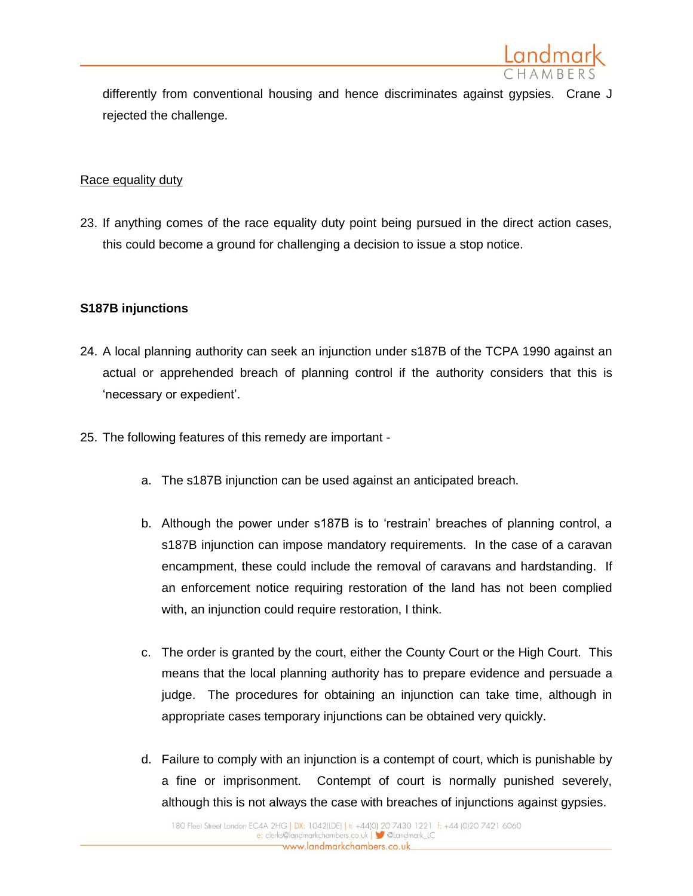differently from conventional housing and hence discriminates against gypsies. Crane J rejected the challenge.

Race equality duty

23. If anything comes of the race equality duty point being pursued in the direct action cases, this could become a ground for challenging a decision to issue a stop notice.

**S187B injunctions**

24. A local planning authority can seek an injunction under s187B of the TCPA 1990 against an actual or apprehended breach of planning control if the authority considers that this is 'necessary or expedient'.

25. The following features of this remedy are important -

    a. The s187B injunction can be used against an anticipated breach.

    b. Although the power under s187B is to 'restrain' breaches of planning control, a s187B injunction can impose mandatory requirements. In the case of a caravan encampment, these could include the removal of caravans and hardstanding. If an enforcement notice requiring restoration of the land has not been complied with, an injunction could require restoration, I think.

    c. The order is granted by the court, either the County Court or the High Court. This means that the local planning authority has to prepare evidence and persuade a judge. The procedures for obtaining an injunction can take time, although in appropriate cases temporary injunctions can be obtained very quickly.

    d. Failure to comply with an injunction is a contempt of court, which is punishable by a fine or imprisonment. Contempt of court is normally punished severely, although this is not always the case with breaches of injunctions against gypsies.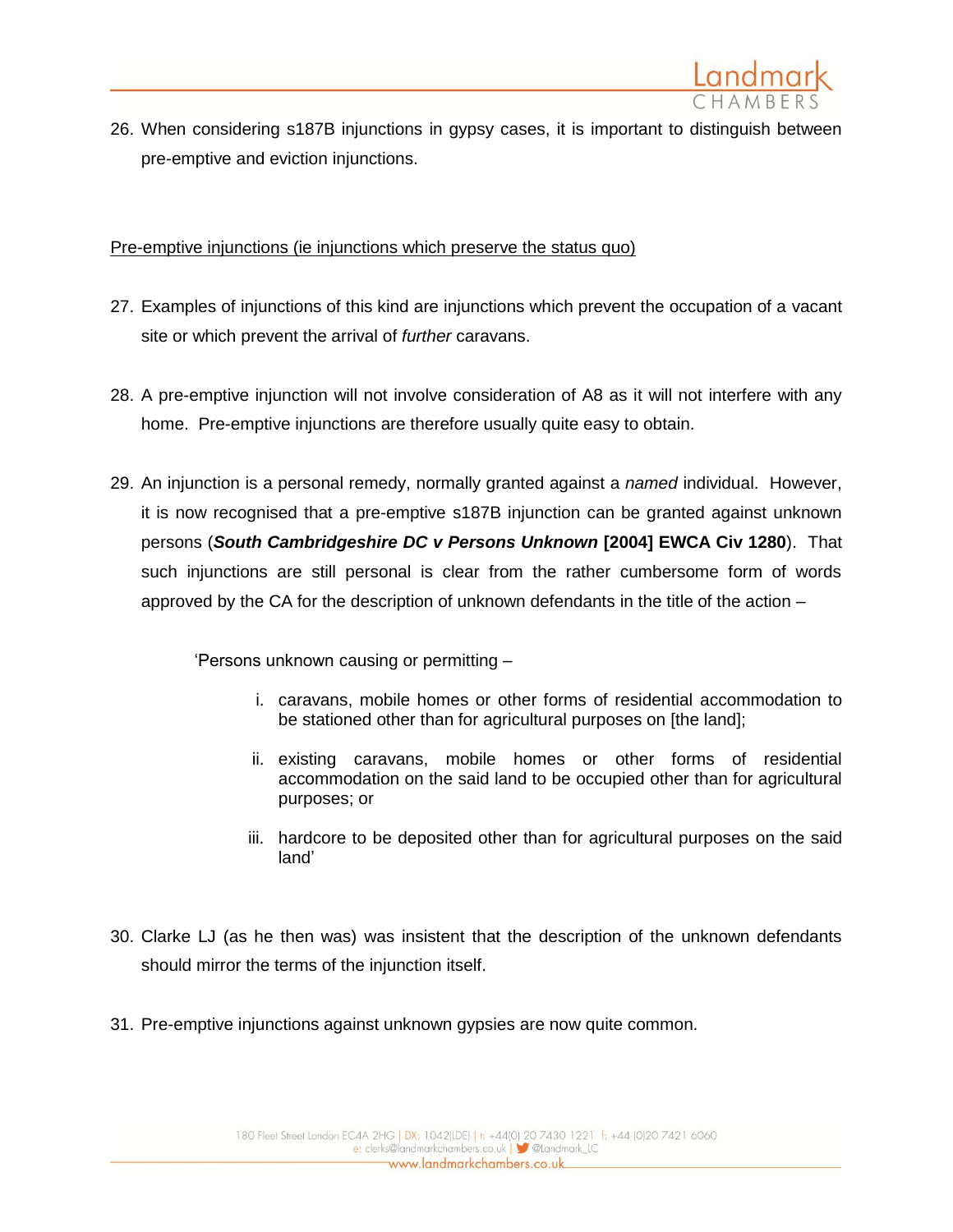26. When considering s187B injunctions in gypsy cases, it is important to distinguish between pre-emptive and eviction injunctions.

<u>Pre-emptive injunctions (ie injunctions which preserve the status quo)</u>

27. Examples of injunctions of this kind are injunctions which prevent the occupation of a vacant site or which prevent the arrival of *further* caravans.

28. A pre-emptive injunction will not involve consideration of A8 as it will not interfere with any home. Pre-emptive injunctions are therefore usually quite easy to obtain.

29. An injunction is a personal remedy, normally granted against a *named* individual. However, it is now recognised that a pre-emptive s187B injunction can be granted against unknown persons (***South Cambridgeshire DC v Persons Unknown* [2004] EWCA Civ 1280**). That such injunctions are still personal is clear from the rather cumbersome form of words approved by the CA for the description of unknown defendants in the title of the action –

   'Persons unknown causing or permitting –

   i. caravans, mobile homes or other forms of residential accommodation to be stationed other than for agricultural purposes on [the land];

   ii. existing caravans, mobile homes or other forms of residential accommodation on the said land to be occupied other than for agricultural purposes; or

   iii. hardcore to be deposited other than for agricultural purposes on the said land'

30. Clarke LJ (as he then was) was insistent that the description of the unknown defendants should mirror the terms of the injunction itself.

31. Pre-emptive injunctions against unknown gypsies are now quite common.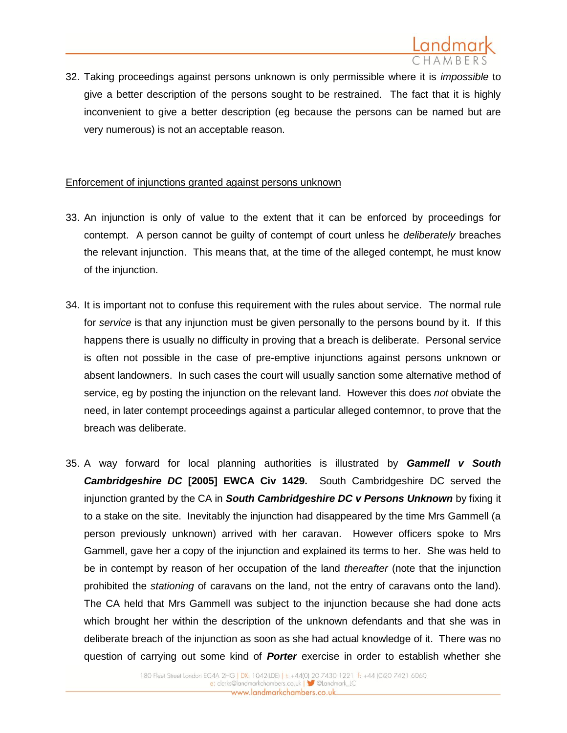32. Taking proceedings against persons unknown is only permissible where it is *impossible* to give a better description of the persons sought to be restrained. The fact that it is highly inconvenient to give a better description (eg because the persons can be named but are very numerous) is not an acceptable reason.

<u>Enforcement of injunctions granted against persons unknown</u>

33. An injunction is only of value to the extent that it can be enforced by proceedings for contempt. A person cannot be guilty of contempt of court unless he *deliberately* breaches the relevant injunction. This means that, at the time of the alleged contempt, he must know of the injunction.

34. It is important not to confuse this requirement with the rules about service. The normal rule for *service* is that any injunction must be given personally to the persons bound by it. If this happens there is usually no difficulty in proving that a breach is deliberate. Personal service is often not possible in the case of pre-emptive injunctions against persons unknown or absent landowners. In such cases the court will usually sanction some alternative method of service, eg by posting the injunction on the relevant land. However this does *not* obviate the need, in later contempt proceedings against a particular alleged contemnor, to prove that the breach was deliberate.

35. A way forward for local planning authorities is illustrated by ***Gammell v South Cambridgeshire DC* [2005] EWCA Civ 1429.** South Cambridgeshire DC served the injunction granted by the CA in ***South Cambridgeshire DC v Persons Unknown*** by fixing it to a stake on the site. Inevitably the injunction had disappeared by the time Mrs Gammell (a person previously unknown) arrived with her caravan. However officers spoke to Mrs Gammell, gave her a copy of the injunction and explained its terms to her. She was held to be in contempt by reason of her occupation of the land *thereafter* (note that the injunction prohibited the *stationing* of caravans on the land, not the entry of caravans onto the land). The CA held that Mrs Gammell was subject to the injunction because she had done acts which brought her within the description of the unknown defendants and that she was in deliberate breach of the injunction as soon as she had actual knowledge of it. There was no question of carrying out some kind of ***Porter*** exercise in order to establish whether she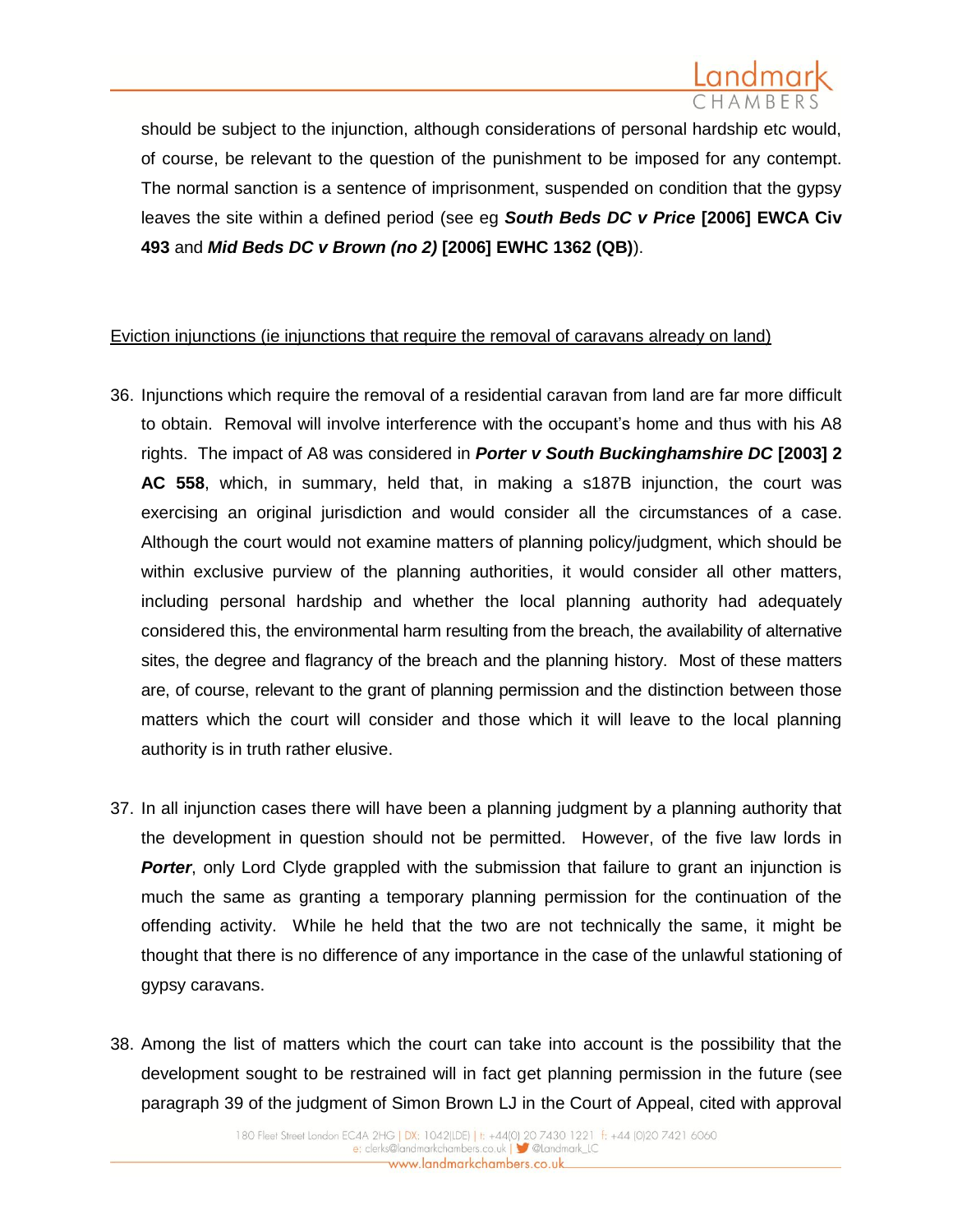should be subject to the injunction, although considerations of personal hardship etc would, of course, be relevant to the question of the punishment to be imposed for any contempt. The normal sanction is a sentence of imprisonment, suspended on condition that the gypsy leaves the site within a defined period (see eg ***South Beds DC v Price*** **[2006] EWCA Civ 493** and ***Mid Beds DC v Brown (no 2)*** **[2006] EWHC 1362 (QB)**).

<u>Eviction injunctions (ie injunctions that require the removal of caravans already on land)</u>

36. Injunctions which require the removal of a residential caravan from land are far more difficult to obtain. Removal will involve interference with the occupant's home and thus with his A8 rights. The impact of A8 was considered in ***Porter v South Buckinghamshire DC*** **[2003] 2 AC 558**, which, in summary, held that, in making a s187B injunction, the court was exercising an original jurisdiction and would consider all the circumstances of a case. Although the court would not examine matters of planning policy/judgment, which should be within exclusive purview of the planning authorities, it would consider all other matters, including personal hardship and whether the local planning authority had adequately considered this, the environmental harm resulting from the breach, the availability of alternative sites, the degree and flagrancy of the breach and the planning history. Most of these matters are, of course, relevant to the grant of planning permission and the distinction between those matters which the court will consider and those which it will leave to the local planning authority is in truth rather elusive.

37. In all injunction cases there will have been a planning judgment by a planning authority that the development in question should not be permitted. However, of the five law lords in ***Porter***, only Lord Clyde grappled with the submission that failure to grant an injunction is much the same as granting a temporary planning permission for the continuation of the offending activity. While he held that the two are not technically the same, it might be thought that there is no difference of any importance in the case of the unlawful stationing of gypsy caravans.

38. Among the list of matters which the court can take into account is the possibility that the development sought to be restrained will in fact get planning permission in the future (see paragraph 39 of the judgment of Simon Brown LJ in the Court of Appeal, cited with approval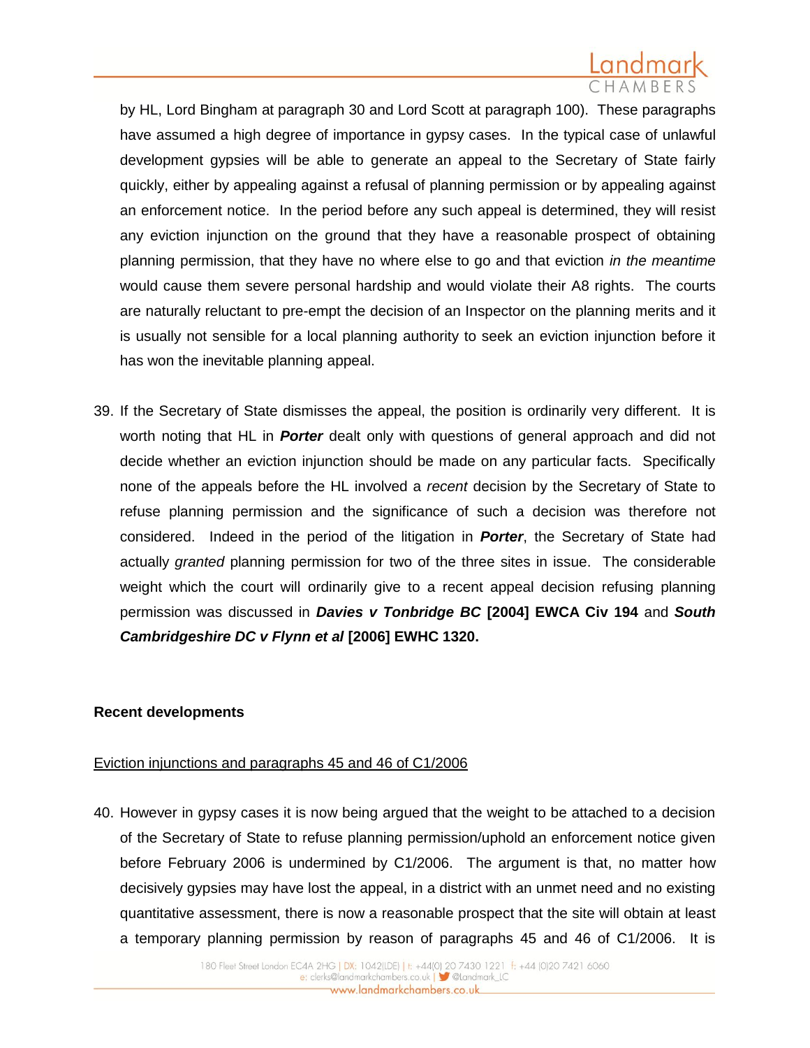by HL, Lord Bingham at paragraph 30 and Lord Scott at paragraph 100). These paragraphs have assumed a high degree of importance in gypsy cases. In the typical case of unlawful development gypsies will be able to generate an appeal to the Secretary of State fairly quickly, either by appealing against a refusal of planning permission or by appealing against an enforcement notice. In the period before any such appeal is determined, they will resist any eviction injunction on the ground that they have a reasonable prospect of obtaining planning permission, that they have no where else to go and that eviction *in the meantime* would cause them severe personal hardship and would violate their A8 rights. The courts are naturally reluctant to pre-empt the decision of an Inspector on the planning merits and it is usually not sensible for a local planning authority to seek an eviction injunction before it has won the inevitable planning appeal.

39. If the Secretary of State dismisses the appeal, the position is ordinarily very different. It is worth noting that HL in ***Porter*** dealt only with questions of general approach and did not decide whether an eviction injunction should be made on any particular facts. Specifically none of the appeals before the HL involved a *recent* decision by the Secretary of State to refuse planning permission and the significance of such a decision was therefore not considered. Indeed in the period of the litigation in ***Porter***, the Secretary of State had actually *granted* planning permission for two of the three sites in issue. The considerable weight which the court will ordinarily give to a recent appeal decision refusing planning permission was discussed in ***Davies v Tonbridge BC* [2004] EWCA Civ 194** and ***South Cambridgeshire DC v Flynn et al* [2006] EWHC 1320.**

**Recent developments**

<u>Eviction injunctions and paragraphs 45 and 46 of C1/2006</u>

40. However in gypsy cases it is now being argued that the weight to be attached to a decision of the Secretary of State to refuse planning permission/uphold an enforcement notice given before February 2006 is undermined by C1/2006. The argument is that, no matter how decisively gypsies may have lost the appeal, in a district with an unmet need and no existing quantitative assessment, there is now a reasonable prospect that the site will obtain at least a temporary planning permission by reason of paragraphs 45 and 46 of C1/2006. It is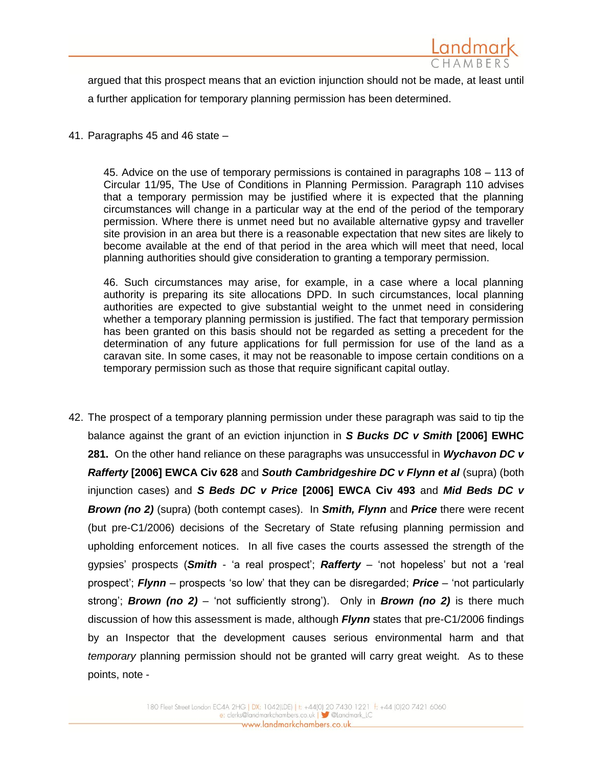argued that this prospect means that an eviction injunction should not be made, at least until a further application for temporary planning permission has been determined.

41. Paragraphs 45 and 46 state –

> 45. Advice on the use of temporary permissions is contained in paragraphs 108 – 113 of Circular 11/95, The Use of Conditions in Planning Permission. Paragraph 110 advises that a temporary permission may be justified where it is expected that the planning circumstances will change in a particular way at the end of the period of the temporary permission. Where there is unmet need but no available alternative gypsy and traveller site provision in an area but there is a reasonable expectation that new sites are likely to become available at the end of that period in the area which will meet that need, local planning authorities should give consideration to granting a temporary permission.
>
> 46. Such circumstances may arise, for example, in a case where a local planning authority is preparing its site allocations DPD. In such circumstances, local planning authorities are expected to give substantial weight to the unmet need in considering whether a temporary planning permission is justified. The fact that temporary permission has been granted on this basis should not be regarded as setting a precedent for the determination of any future applications for full permission for use of the land as a caravan site. In some cases, it may not be reasonable to impose certain conditions on a temporary permission such as those that require significant capital outlay.

42. The prospect of a temporary planning permission under these paragraph was said to tip the balance against the grant of an eviction injunction in ***S Bucks DC v Smith* [2006] EWHC 281.** On the other hand reliance on these paragraphs was unsuccessful in ***Wychavon DC v Rafferty* [2006] EWCA Civ 628** and ***South Cambridgeshire DC v Flynn et al*** (supra) (both injunction cases) and ***S Beds DC v Price* [2006] EWCA Civ 493** and ***Mid Beds DC v Brown (no 2)*** (supra) (both contempt cases). In ***Smith, Flynn*** and ***Price*** there were recent (but pre-C1/2006) decisions of the Secretary of State refusing planning permission and upholding enforcement notices. In all five cases the courts assessed the strength of the gypsies' prospects (***Smith*** - 'a real prospect'; ***Rafferty*** – 'not hopeless' but not a 'real prospect'; ***Flynn*** – prospects 'so low' that they can be disregarded; ***Price*** – 'not particularly strong'; ***Brown (no 2)*** – 'not sufficiently strong'). Only in ***Brown (no 2)*** is there much discussion of how this assessment is made, although ***Flynn*** states that pre-C1/2006 findings by an Inspector that the development causes serious environmental harm and that *temporary* planning permission should not be granted will carry great weight. As to these points, note -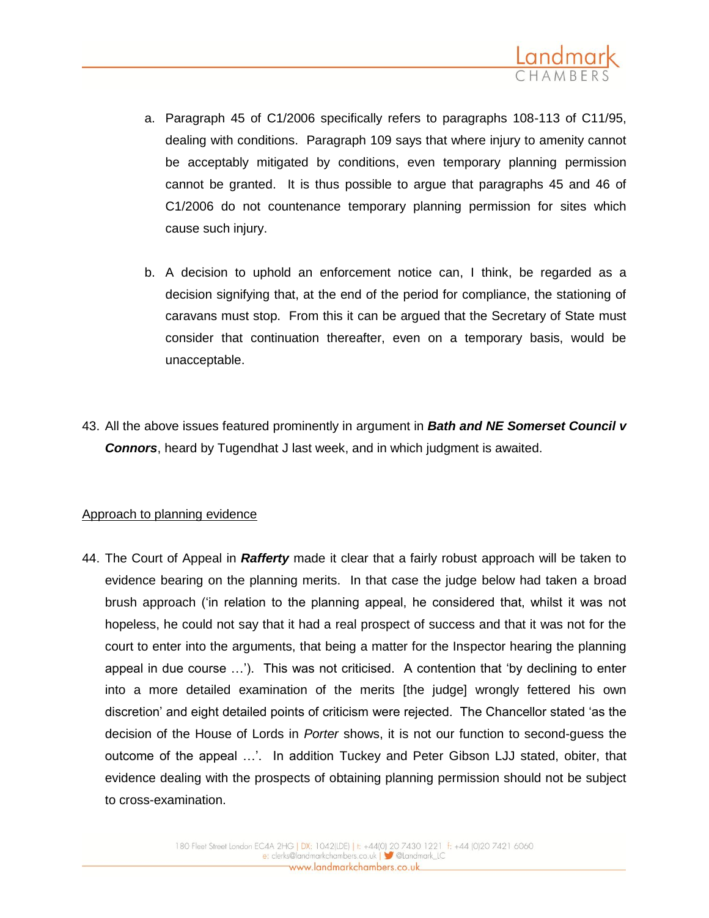a. Paragraph 45 of C1/2006 specifically refers to paragraphs 108-113 of C11/95, dealing with conditions. Paragraph 109 says that where injury to amenity cannot be acceptably mitigated by conditions, even temporary planning permission cannot be granted. It is thus possible to argue that paragraphs 45 and 46 of C1/2006 do not countenance temporary planning permission for sites which cause such injury.

b. A decision to uphold an enforcement notice can, I think, be regarded as a decision signifying that, at the end of the period for compliance, the stationing of caravans must stop. From this it can be argued that the Secretary of State must consider that continuation thereafter, even on a temporary basis, would be unacceptable.

43. All the above issues featured prominently in argument in ***Bath and NE Somerset Council v Connors***, heard by Tugendhat J last week, and in which judgment is awaited.

<u>Approach to planning evidence</u>

44. The Court of Appeal in ***Rafferty*** made it clear that a fairly robust approach will be taken to evidence bearing on the planning merits. In that case the judge below had taken a broad brush approach ('in relation to the planning appeal, he considered that, whilst it was not hopeless, he could not say that it had a real prospect of success and that it was not for the court to enter into the arguments, that being a matter for the Inspector hearing the planning appeal in due course …'). This was not criticised. A contention that 'by declining to enter into a more detailed examination of the merits [the judge] wrongly fettered his own discretion' and eight detailed points of criticism were rejected. The Chancellor stated 'as the decision of the House of Lords in *Porter* shows, it is not our function to second-guess the outcome of the appeal …'. In addition Tuckey and Peter Gibson LJJ stated, obiter, that evidence dealing with the prospects of obtaining planning permission should not be subject to cross-examination.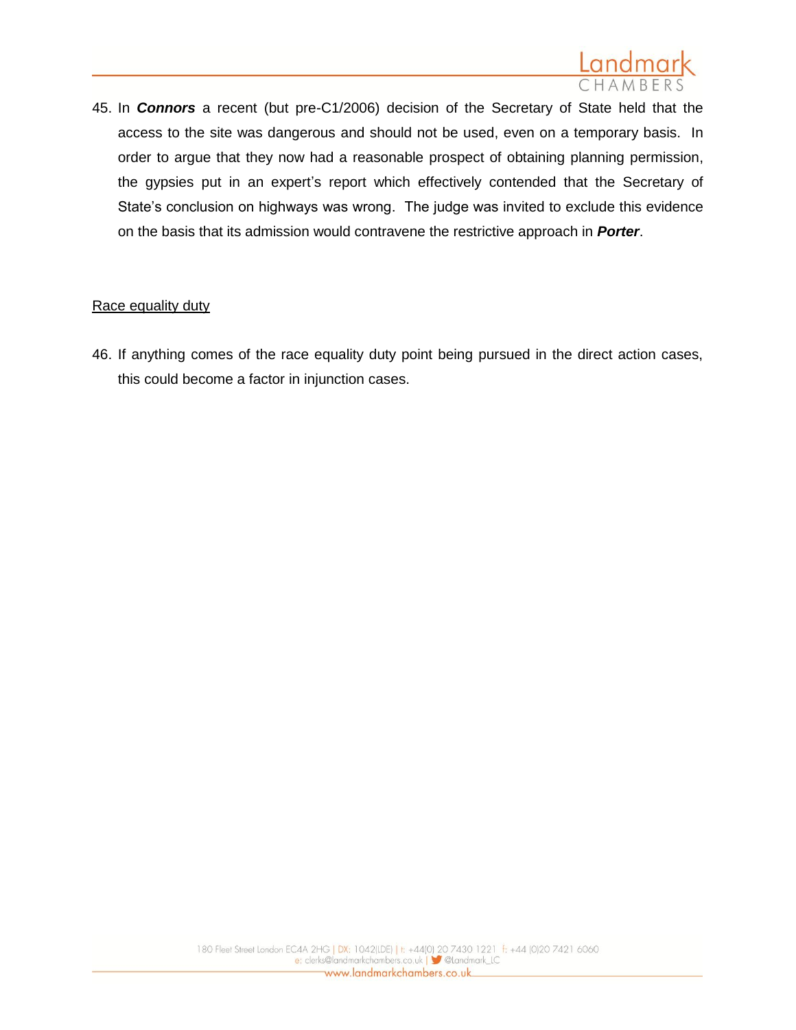45. In ***Connors*** a recent (but pre-C1/2006) decision of the Secretary of State held that the access to the site was dangerous and should not be used, even on a temporary basis. In order to argue that they now had a reasonable prospect of obtaining planning permission, the gypsies put in an expert's report which effectively contended that the Secretary of State's conclusion on highways was wrong. The judge was invited to exclude this evidence on the basis that its admission would contravene the restrictive approach in ***Porter***.

<u>Race equality duty</u>

46. If anything comes of the race equality duty point being pursued in the direct action cases, this could become a factor in injunction cases.